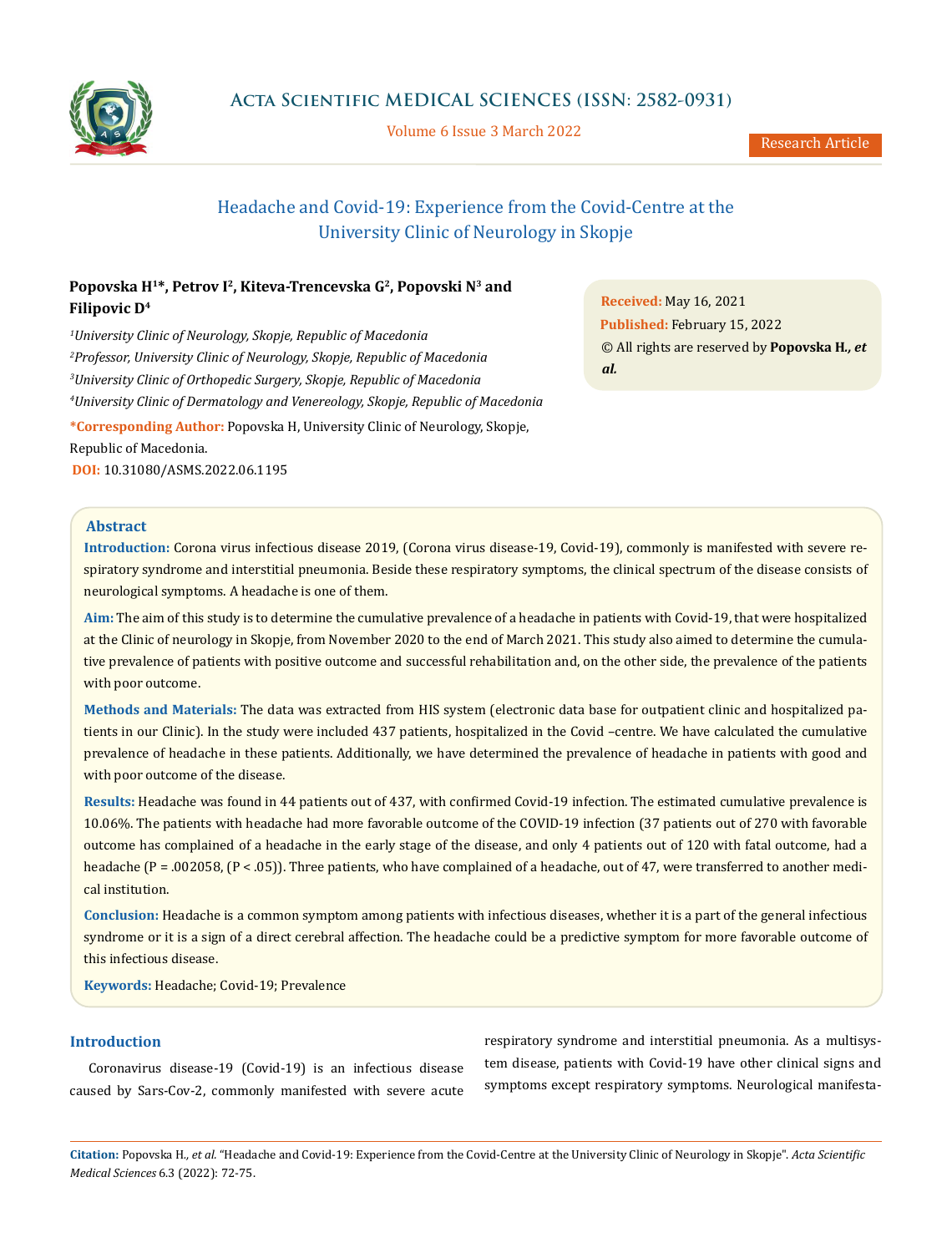# Headache and Covid-19: Experience from the Covid-Centre at the University Clinic of Neurology in Skopje

**Popovska H[1]*, Petrov I[2], Kiteva-Trencevska G[2], Popovski N[3] and Filipovic D[4]**

*[1]University Clinic of Neurology, Skopje, Republic of Macedonia*

*[2]Professor, University Clinic of Neurology, Skopje, Republic of Macedonia*

*[3]University Clinic of Orthopedic Surgery, Skopje, Republic of Macedonia*

*[4]University Clinic of Dermatology and Venereology, Skopje, Republic of Macedonia*

**\*Corresponding Author:** Popovska H, University Clinic of Neurology, Skopje, Republic of Macedonia.

**DOI:** 10.31080/ASMS.2022.06.1195

**Received:** May 16, 2021
**Published:** February 15, 2022
© All rights are reserved by **Popovska H., *et al.***

## Abstract

**Introduction:** Corona virus infectious disease 2019, (Corona virus disease-19, Covid-19), commonly is manifested with severe respiratory syndrome and interstitial pneumonia. Beside these respiratory symptoms, the clinical spectrum of the disease consists of neurological symptoms. A headache is one of them.

**Aim:** The aim of this study is to determine the cumulative prevalence of a headache in patients with Covid-19, that were hospitalized at the Clinic of neurology in Skopje, from November 2020 to the end of March 2021. This study also aimed to determine the cumulative prevalence of patients with positive outcome and successful rehabilitation and, on the other side, the prevalence of the patients with poor outcome.

**Methods and Materials:** The data was extracted from HIS system (electronic data base for outpatient clinic and hospitalized patients in our Clinic). In the study were included 437 patients, hospitalized in the Covid –centre. We have calculated the cumulative prevalence of headache in these patients. Additionally, we have determined the prevalence of headache in patients with good and with poor outcome of the disease.

**Results:** Headache was found in 44 patients out of 437, with confirmed Covid-19 infection. The estimated cumulative prevalence is 10.06%. The patients with headache had more favorable outcome of the COVID-19 infection (37 patients out of 270 with favorable outcome has complained of a headache in the early stage of the disease, and only 4 patients out of 120 with fatal outcome, had a headache ($P = .002058$, ($P < .05$)). Three patients, who have complained of a headache, out of 47, were transferred to another medical institution.

**Conclusion:** Headache is a common symptom among patients with infectious diseases, whether it is a part of the general infectious syndrome or it is a sign of a direct cerebral affection. The headache could be a predictive symptom for more favorable outcome of this infectious disease.

**Keywords:** Headache; Covid-19; Prevalence

## Introduction

Coronavirus disease-19 (Covid-19) is an infectious disease caused by Sars-Cov-2, commonly manifested with severe acute respiratory syndrome and interstitial pneumonia. As a multisystem disease, patients with Covid-19 have other clinical signs and symptoms except respiratory symptoms. Neurological manifesta-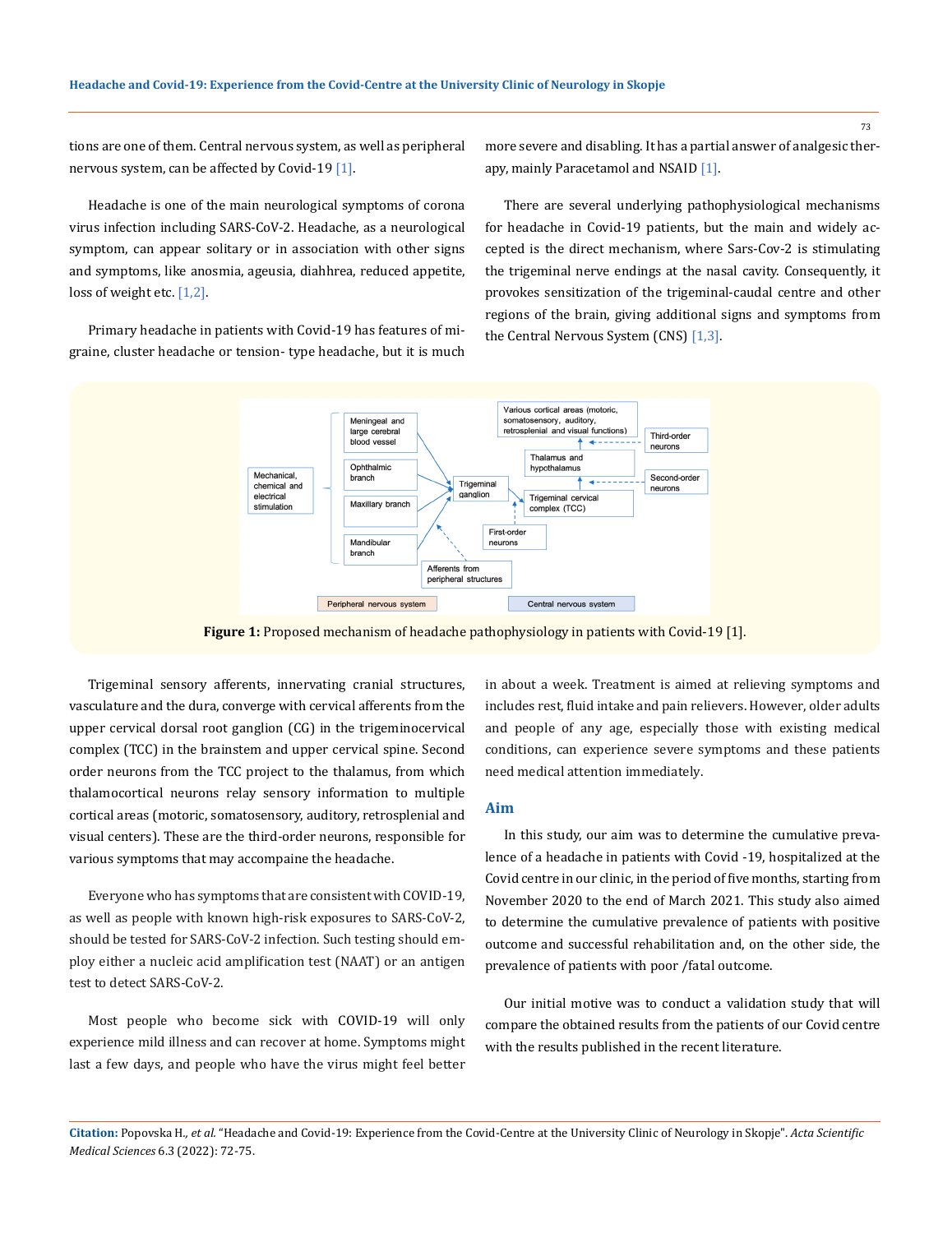tions are one of them. Central nervous system, as well as peripheral nervous system, can be affected by Covid-19 [1].

Headache is one of the main neurological symptoms of corona virus infection including SARS-CoV-2. Headache, as a neurological symptom, can appear solitary or in association with other signs and symptoms, like anosmia, ageusia, diahhrea, reduced appetite, loss of weight etc. [1,2].

Primary headache in patients with Covid-19 has features of migraine, cluster headache or tension- type headache, but it is much more severe and disabling. It has a partial answer of analgesic therapy, mainly Paracetamol and NSAID [1].

There are several underlying pathophysiological mechanisms for headache in Covid-19 patients, but the main and widely accepted is the direct mechanism, where Sars-Cov-2 is stimulating the trigeminal nerve endings at the nasal cavity. Consequently, it provokes sensitization of the trigeminal-caudal centre and other regions of the brain, giving additional signs and symptoms from the Central Nervous System (CNS) [1,3].

**Figure 1:** Proposed mechanism of headache pathophysiology in patients with Covid-19 [1].

Trigeminal sensory afferents, innervating cranial structures, vasculature and the dura, converge with cervical afferents from the upper cervical dorsal root ganglion (CG) in the trigeminocervical complex (TCC) in the brainstem and upper cervical spine. Second order neurons from the TCC project to the thalamus, from which thalamocortical neurons relay sensory information to multiple cortical areas (motoric, somatosensory, auditory, retrosplenial and visual centers). These are the third-order neurons, responsible for various symptoms that may accompaine the headache.

Everyone who has symptoms that are consistent with COVID-19, as well as people with known high-risk exposures to SARS-CoV-2, should be tested for SARS-CoV-2 infection. Such testing should employ either a nucleic acid amplification test (NAAT) or an antigen test to detect SARS-CoV-2.

Most people who become sick with COVID-19 will only experience mild illness and can recover at home. Symptoms might last a few days, and people who have the virus might feel better in about a week. Treatment is aimed at relieving symptoms and includes rest, fluid intake and pain relievers. However, older adults and people of any age, especially those with existing medical conditions, can experience severe symptoms and these patients need medical attention immediately.

## Aim

In this study, our aim was to determine the cumulative prevalence of a headache in patients with Covid -19, hospitalized at the Covid centre in our clinic, in the period of five months, starting from November 2020 to the end of March 2021. This study also aimed to determine the cumulative prevalence of patients with positive outcome and successful rehabilitation and, on the other side, the prevalence of patients with poor /fatal outcome.

Our initial motive was to conduct a validation study that will compare the obtained results from the patients of our Covid centre with the results published in the recent literature.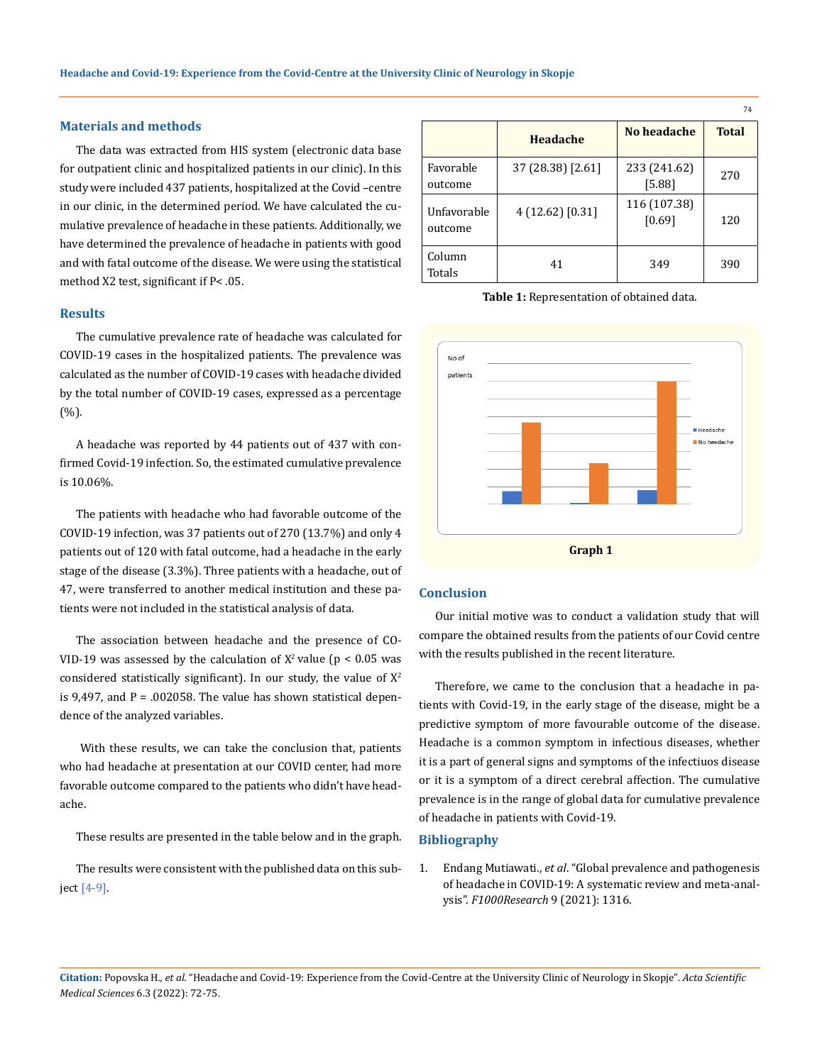## Materials and methods

The data was extracted from HIS system (electronic data base for outpatient clinic and hospitalized patients in our clinic). In this study were included 437 patients, hospitalized at the Covid –centre in our clinic, in the determined period. We have calculated the cumulative prevalence of headache in these patients. Additionally, we have determined the prevalence of headache in patients with good and with fatal outcome of the disease. We were using the statistical method X2 test, significant if P< .05.

## Results

The cumulative prevalence rate of headache was calculated for COVID-19 cases in the hospitalized patients. The prevalence was calculated as the number of COVID-19 cases with headache divided by the total number of COVID-19 cases, expressed as a percentage (%).

A headache was reported by 44 patients out of 437 with confirmed Covid-19 infection. So, the estimated cumulative prevalence is 10.06%.

The patients with headache who had favorable outcome of the COVID-19 infection, was 37 patients out of 270 (13.7%) and only 4 patients out of 120 with fatal outcome, had a headache in the early stage of the disease (3.3%). Three patients with a headache, out of 47, were transferred to another medical institution and these patients were not included in the statistical analysis of data.

The association between headache and the presence of COVID-19 was assessed by the calculation of $X^2$ value ($p < 0.05$ was considered statistically significant). In our study, the value of $X^2$ is 9,497, and P = .002058. The value has shown statistical dependence of the analyzed variables.

With these results, we can take the conclusion that, patients who had headache at presentation at our COVID center, had more favorable outcome compared to the patients who didn't have headache.

These results are presented in the table below and in the graph.

The results were consistent with the published data on this subject [4-9].

| | Headache | No headache | Total |
|---|---|---|---|
| Favorable outcome | 37 (28.38) [2.61] | 233 (241.62) [5.88] | 270 |
| Unfavorable outcome | 4 (12.62) [0.31] | 116 (107.38) [0.69] | 120 |
| Column Totals | 41 | 349 | 390 |

**Table 1:** Representation of obtained data.

**Graph 1**

## Conclusion

Our initial motive was to conduct a validation study that will compare the obtained results from the patients of our Covid centre with the results published in the recent literature.

Therefore, we came to the conclusion that a headache in patients with Covid-19, in the early stage of the disease, might be a predictive symptom of more favourable outcome of the disease. Headache is a common symptom in infectious diseases, whether it is a part of general signs and symptoms of the infectiuos disease or it is a symptom of a direct cerebral affection. The cumulative prevalence is in the range of global data for cumulative prevalence of headache in patients with Covid-19.

## Bibliography

1. Endang Mutiawati., *et al*. "Global prevalence and pathogenesis of headache in COVID-19: A systematic review and meta-analysis". *F1000Research* 9 (2021): 1316.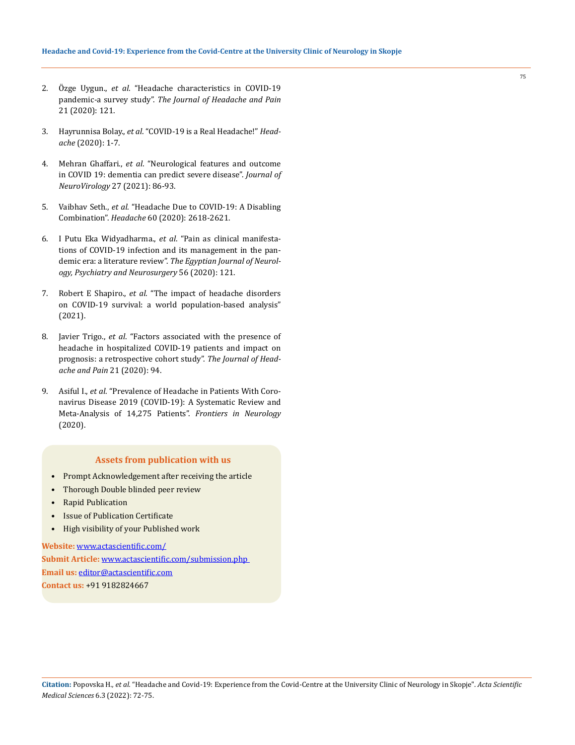2. Özge Uygun., *et al*. "Headache characteristics in COVID-19 pandemic-a survey study". *The Journal of Headache and Pain* 21 (2020): 121.

3. Hayrunnisa Bolay., *et al*. "COVID-19 is a Real Headache!" *Headache* (2020): 1-7.

4. Mehran Ghaffari., *et al*. "Neurological features and outcome in COVID 19: dementia can predict severe disease". *Journal of NeuroVirology* 27 (2021): 86-93.

5. Vaibhav Seth., *et al*. "Headache Due to COVID-19: A Disabling Combination". *Headache* 60 (2020): 2618-2621.

6. I Putu Eka Widyadharma., *et al*. "Pain as clinical manifestations of COVID-19 infection and its management in the pandemic era: a literature review". *The Egyptian Journal of Neurology, Psychiatry and Neurosurgery* 56 (2020): 121.

7. Robert E Shapiro., *et al*. "The impact of headache disorders on COVID-19 survival: a world population-based analysis" (2021).

8. Javier Trigo., *et al*. "Factors associated with the presence of headache in hospitalized COVID-19 patients and impact on prognosis: a retrospective cohort study". *The Journal of Headache and Pain* 21 (2020): 94.

9. Asiful I., *et al*. "Prevalence of Headache in Patients With Coronavirus Disease 2019 (COVID-19): A Systematic Review and Meta-Analysis of 14,275 Patients". *Frontiers in Neurology* (2020).

### Assets from publication with us

- Prompt Acknowledgement after receiving the article
- Thorough Double blinded peer review
- Rapid Publication
- Issue of Publication Certificate
- High visibility of your Published work

**Website:** www.actascientific.com/
**Submit Article:** www.actascientific.com/submission.php
**Email us:** editor@actascientific.com
**Contact us:** +91 9182824667